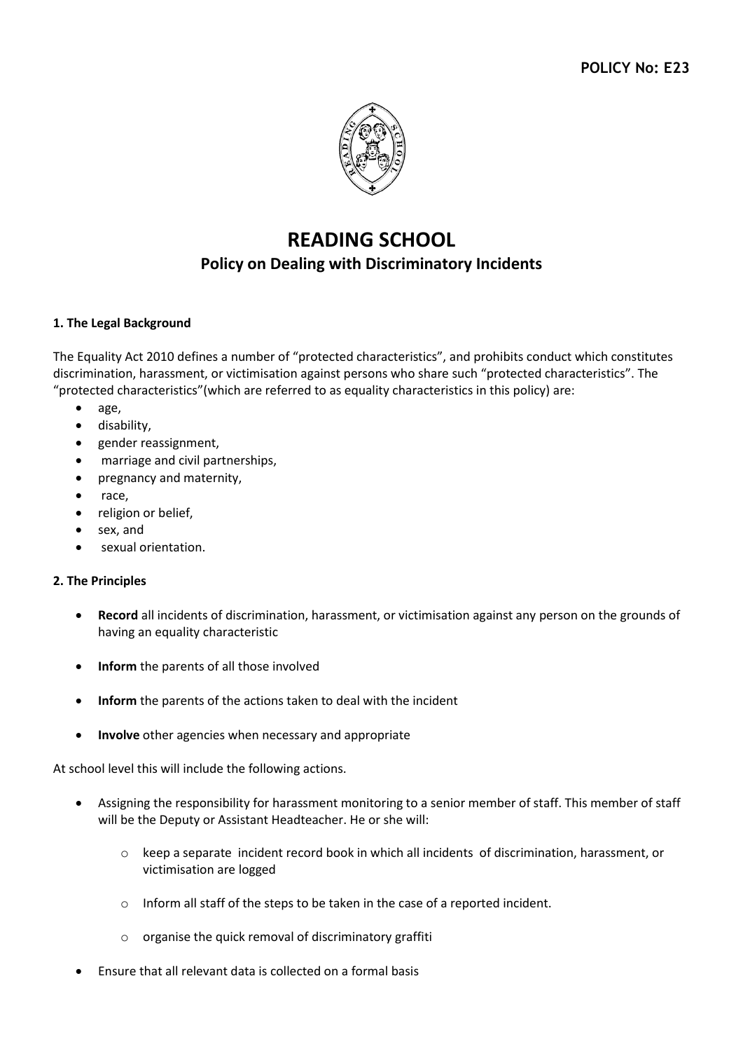**POLICY No: E23**

# READING SCHOOL

## Policy on Dealing with Discriminatory Incidents

### 1. The Legal Background

The Equality Act 2010 defines a number of "protected characteristics", and prohibits conduct which constitutes discrimination, harassment, or victimisation against persons who share such "protected characteristics". The "protected characteristics"(which are referred to as equality characteristics in this policy) are:

- age,
- disability,
- gender reassignment,
- marriage and civil partnerships,
- pregnancy and maternity,
- race,
- religion or belief,
- sex, and
- sexual orientation.

### 2. The Principles

- **Record** all incidents of discrimination, harassment, or victimisation against any person on the grounds of having an equality characteristic
- **Inform** the parents of all those involved
- **Inform** the parents of the actions taken to deal with the incident
- **Involve** other agencies when necessary and appropriate

At school level this will include the following actions.

- Assigning the responsibility for harassment monitoring to a senior member of staff. This member of staff will be the Deputy or Assistant Headteacher. He or she will:
  - keep a separate incident record book in which all incidents of discrimination, harassment, or victimisation are logged
  - Inform all staff of the steps to be taken in the case of a reported incident.
  - organise the quick removal of discriminatory graffiti
- Ensure that all relevant data is collected on a formal basis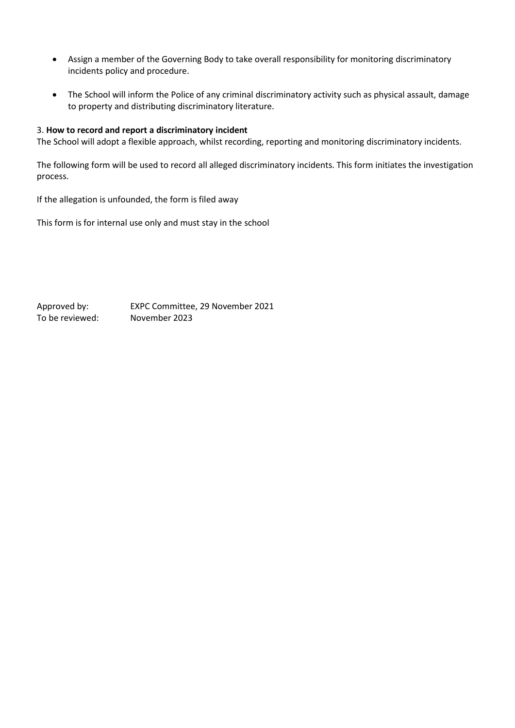- Assign a member of the Governing Body to take overall responsibility for monitoring discriminatory incidents policy and procedure.
- The School will inform the Police of any criminal discriminatory activity such as physical assault, damage to property and distributing discriminatory literature.

3. **How to record and report a discriminatory incident**

The School will adopt a flexible approach, whilst recording, reporting and monitoring discriminatory incidents.

The following form will be used to record all alleged discriminatory incidents. This form initiates the investigation process.

If the allegation is unfounded, the form is filed away

This form is for internal use only and must stay in the school

Approved by: EXPC Committee, 29 November 2021
To be reviewed: November 2023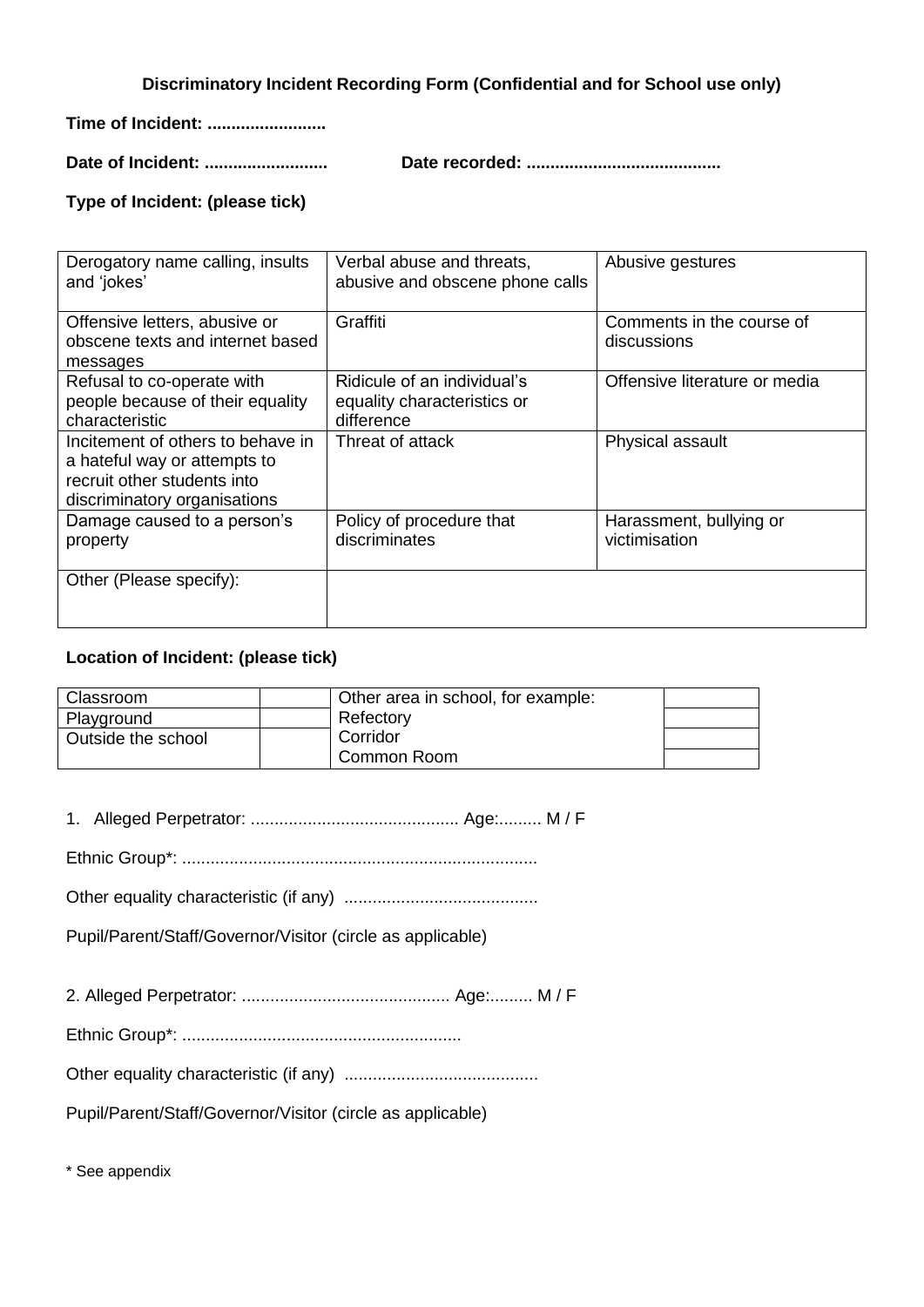**Discriminatory Incident Recording Form (Confidential and for School use only)**

**Time of Incident: .........................**

**Date of Incident: ..........................** **Date recorded: .........................................**

**Type of Incident: (please tick)**

| | | |
|---|---|---|
| Derogatory name calling, insults and 'jokes' | Verbal abuse and threats, abusive and obscene phone calls | Abusive gestures |
| Offensive letters, abusive or obscene texts and internet based messages | Graffiti | Comments in the course of discussions |
| Refusal to co-operate with people because of their equality characteristic | Ridicule of an individual's equality characteristics or difference | Offensive literature or media |
| Incitement of others to behave in a hateful way or attempts to recruit other students into discriminatory organisations | Threat of attack | Physical assault |
| Damage caused to a person's property | Policy of procedure that discriminates | Harassment, bullying or victimisation |
| Other (Please specify): | | |

**Location of Incident: (please tick)**

| | | | |
|---|---|---|---|
| Classroom | | Other area in school, for example: | |
| Playground | | Refectory | |
| Outside the school | | Corridor | |
| | | Common Room | |

1. Alleged Perpetrator: ............................................ Age:......... M / F

Ethnic Group*: ..........................................................................

Other equality characteristic (if any) .........................................

Pupil/Parent/Staff/Governor/Visitor (circle as applicable)

2. Alleged Perpetrator: ............................................ Age:......... M / F

Ethnic Group*: ...........................................................

Other equality characteristic (if any) .........................................

Pupil/Parent/Staff/Governor/Visitor (circle as applicable)

\* See appendix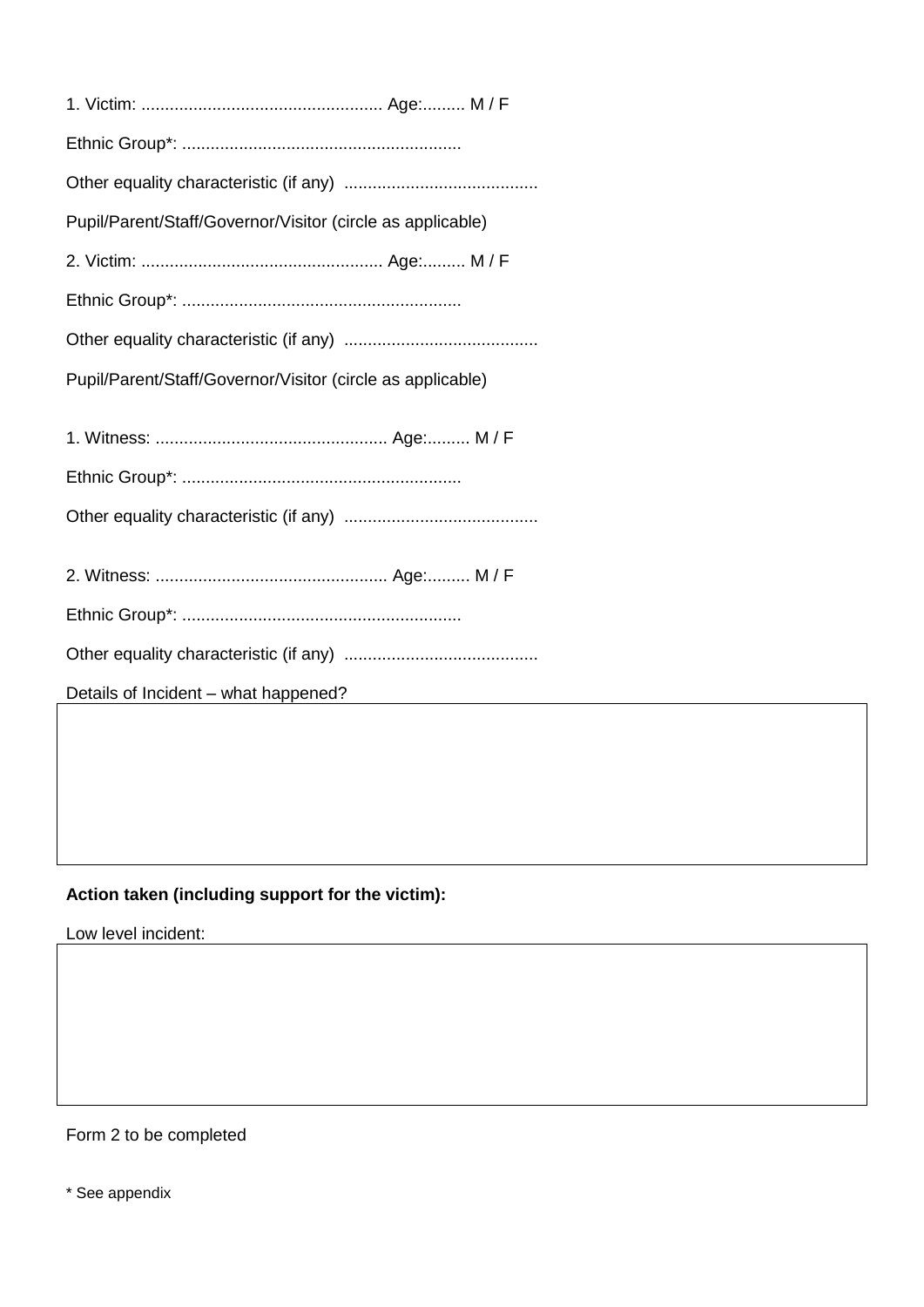1. Victim: ................................................... Age:......... M / F

Ethnic Group*: ..........................................................

Other equality characteristic (if any) .........................................

Pupil/Parent/Staff/Governor/Visitor (circle as applicable)

2. Victim: ................................................... Age:......... M / F

Ethnic Group*: ..........................................................

Other equality characteristic (if any) .........................................

Pupil/Parent/Staff/Governor/Visitor (circle as applicable)

1. Witness: ................................................. Age:......... M / F

Ethnic Group*: ..........................................................

Other equality characteristic (if any) .........................................

2. Witness: ................................................. Age:......... M / F

Ethnic Group*: ..........................................................

Other equality characteristic (if any) .........................................

Details of Incident – what happened?

|  |
|---|
|  |

**Action taken (including support for the victim):**

Low level incident:

|  |
|---|
|  |

Form 2 to be completed

* See appendix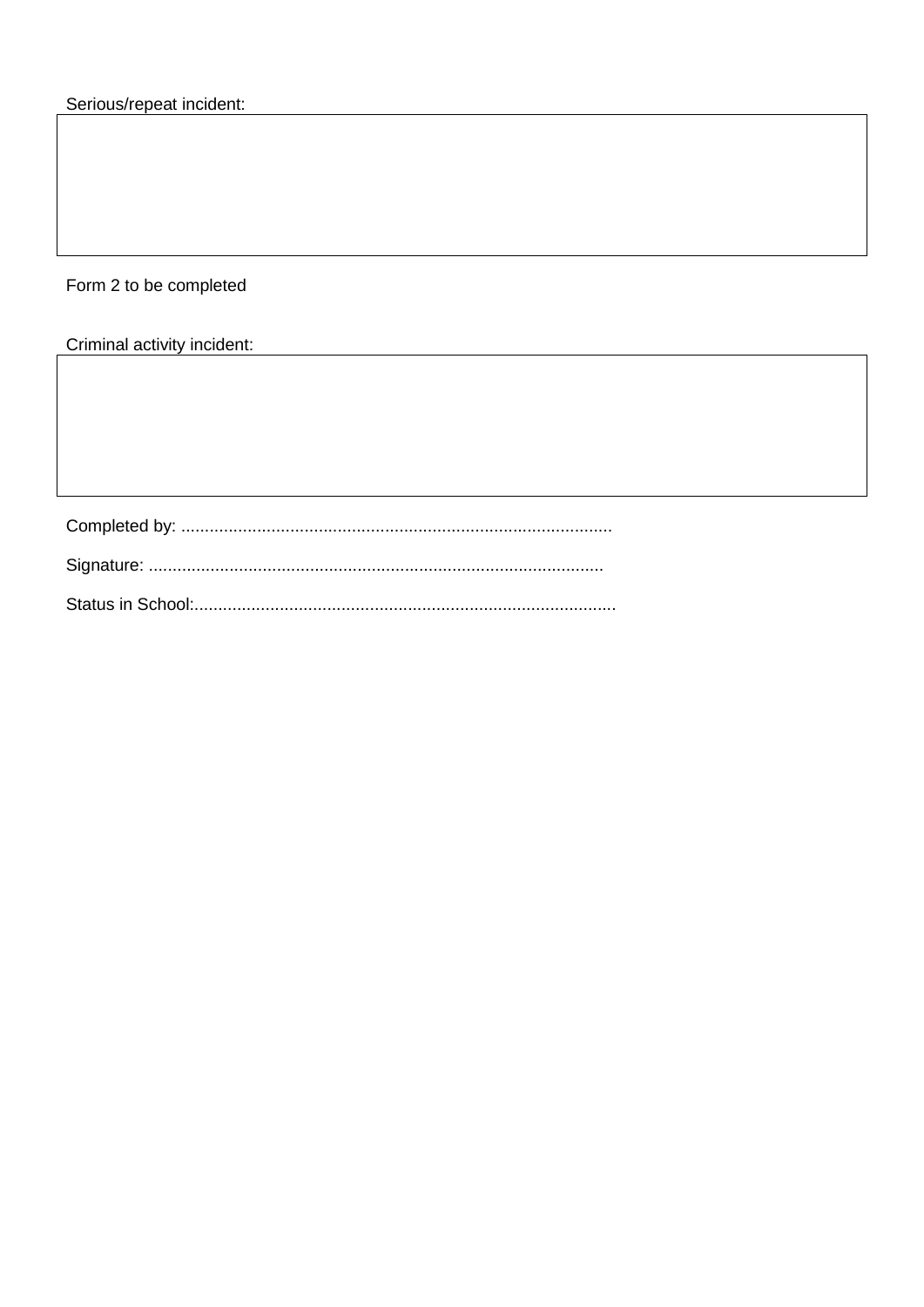Serious/repeat incident:

| |
|---|
| |

Form 2 to be completed

Criminal activity incident:

| |
|---|
| |

Completed by: ..........................................................................................

Signature: ...............................................................................................

Status in School:........................................................................................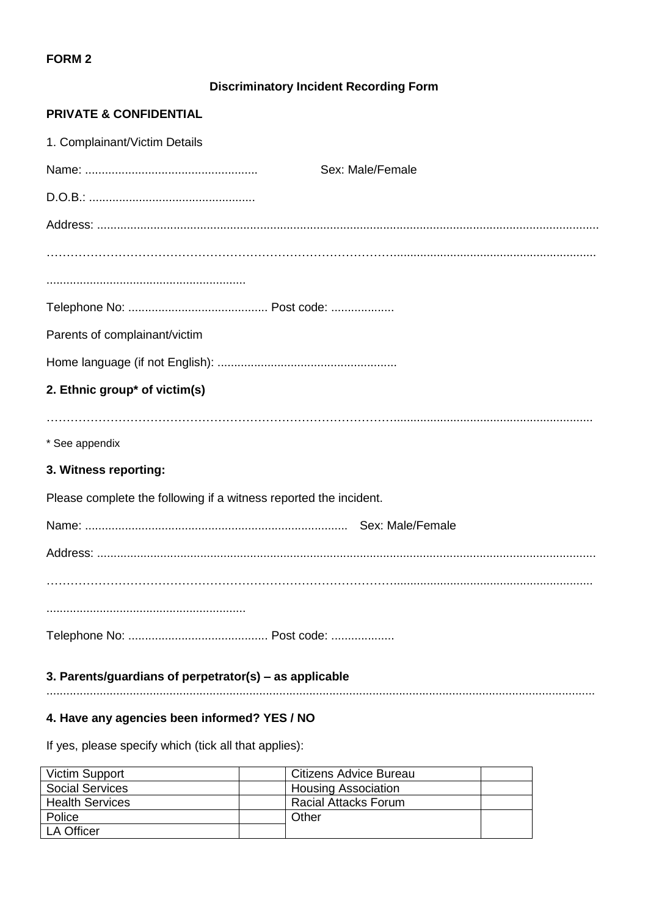**FORM 2**

**Discriminatory Incident Recording Form**

**PRIVATE & CONFIDENTIAL**

1. Complainant/Victim Details

Name: .................................................... Sex: Male/Female

D.O.B.: ..................................................

Address: .....................................................................................................................................................

……………………………………………………………………………...........................................................

...........................................................

Telephone No: .......................................... Post code: ...................

Parents of complainant/victim

Home language (if not English): .....................................................

**2. Ethnic group* of victim(s)**

……………………………………………………………………………..........................................................

* See appendix

**3. Witness reporting:**

Please complete the following if a witness reported the incident.

Name: .............................................................................. Sex: Male/Female

Address: ....................................................................................................................................................

……………………………………………………………………………..........................................................

...........................................................

Telephone No: .......................................... Post code: ...................

**3. Parents/guardians of perpetrator(s) – as applicable**

...................................................................................................................................................................

**4. Have any agencies been informed? YES / NO**

If yes, please specify which (tick all that applies):

| Victim Support | | Citizens Advice Bureau | |
|---|---|---|---|
| Social Services | | Housing Association | |
| Health Services | | Racial Attacks Forum | |
| Police | | Other | |
| LA Officer | | | |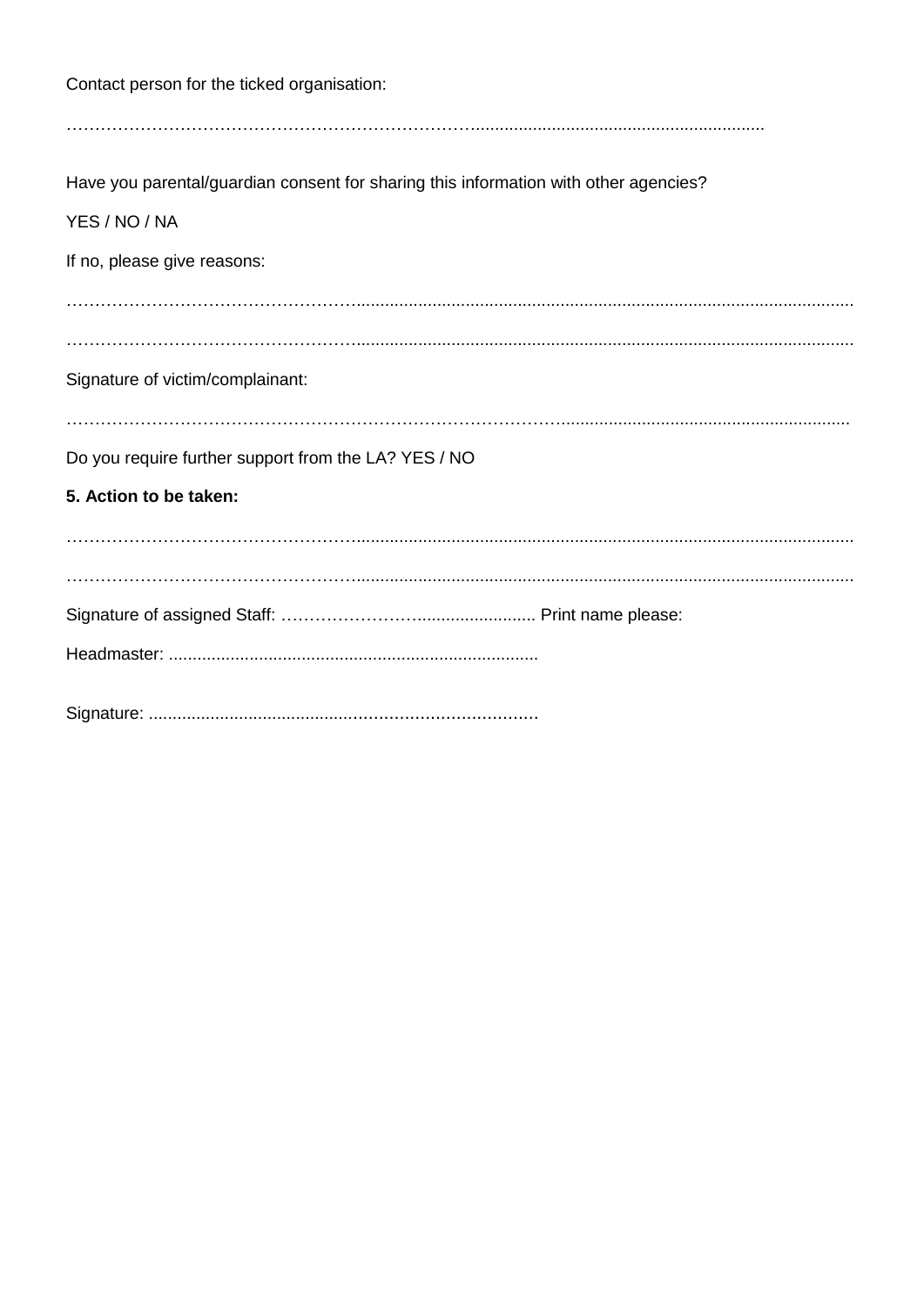Contact person for the ticked organisation:

………………………………………………………………………………………………………………

Have you parental/guardian consent for sharing this information with other agencies?

YES / NO / NA

If no, please give reasons:

…………………………………………………………………………………………………………………………

…………………………………………………………………………………………………………………………

Signature of victim/complainant:

…………………………………………………………………………………………………………………………

Do you require further support from the LA? YES / NO

**5. Action to be taken:**

…………………………………………………………………………………………………………………………

…………………………………………………………………………………………………………………………

Signature of assigned Staff: ………………………………………… Print name please:

Headmaster: ..............................................................................

Signature: ...............................................................................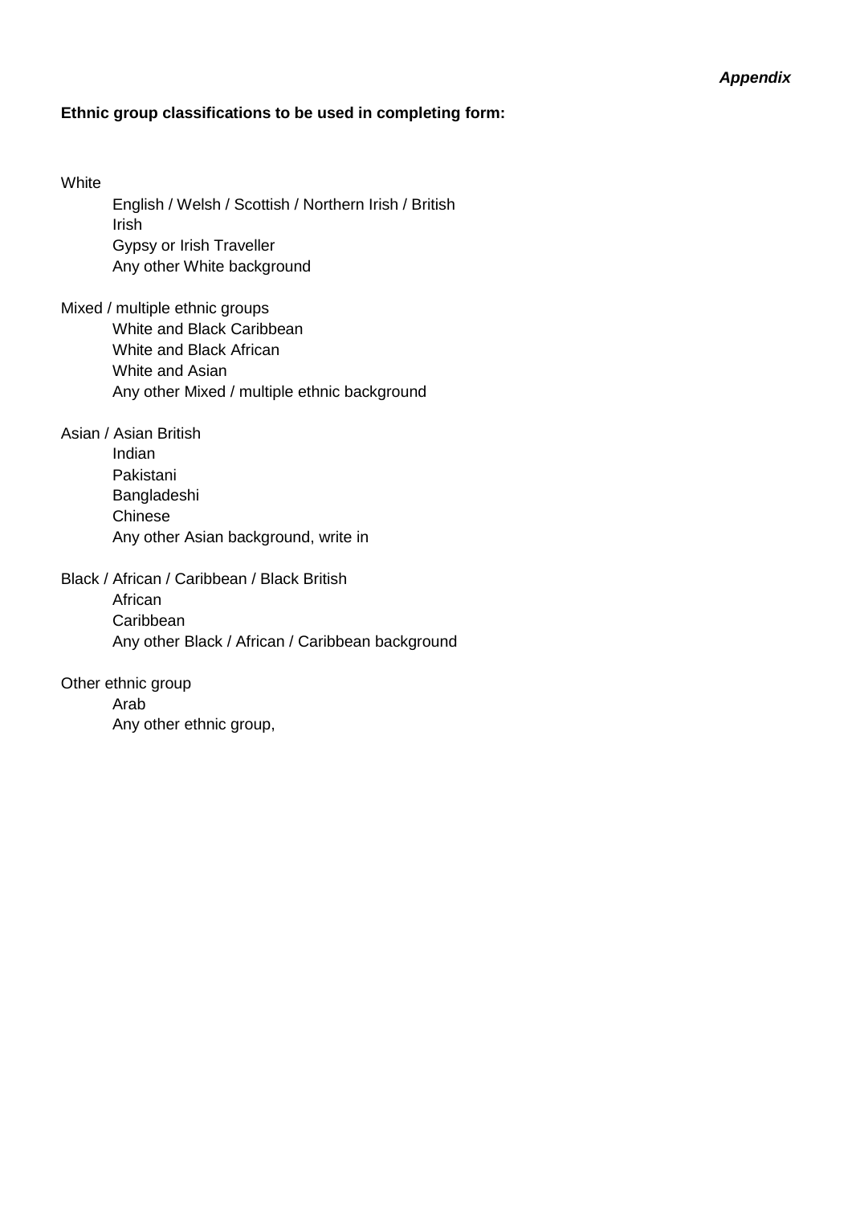***Appendix***

**Ethnic group classifications to be used in completing form:**

White

- English / Welsh / Scottish / Northern Irish / British
- Irish
- Gypsy or Irish Traveller
- Any other White background

Mixed / multiple ethnic groups

- White and Black Caribbean
- White and Black African
- White and Asian
- Any other Mixed / multiple ethnic background

Asian / Asian British

- Indian
- Pakistani
- Bangladeshi
- Chinese
- Any other Asian background, write in

Black / African / Caribbean / Black British

- African
- Caribbean
- Any other Black / African / Caribbean background

Other ethnic group

- Arab
- Any other ethnic group,